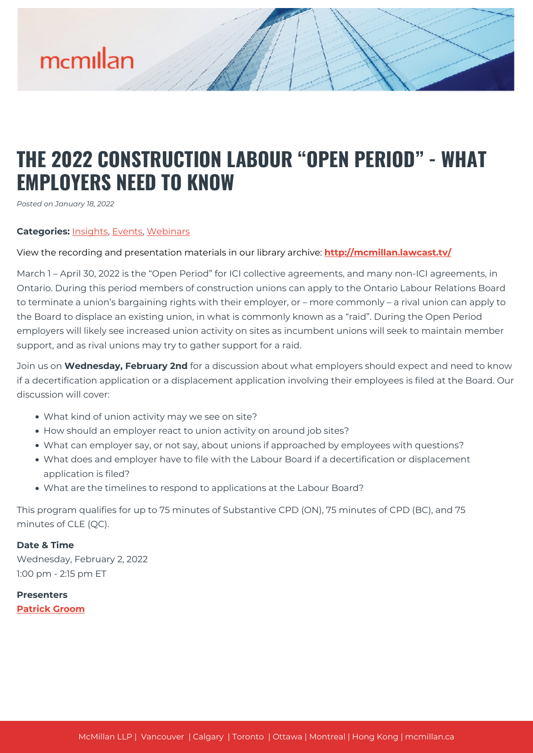# THE 2022 CONSTRUCTION LABOUR "OPEN PERIOD" - WHAT EMPLOYERS NEED TO KNOW

*Posted on January 18, 2022*

**Categories:** Insights, Events, Webinars

View the recording and presentation materials in our library archive: **http://mcmillan.lawcast.tv/**

March 1 – April 30, 2022 is the "Open Period" for ICI collective agreements, and many non-ICI agreements, in Ontario. During this period members of construction unions can apply to the Ontario Labour Relations Board to terminate a union's bargaining rights with their employer, or – more commonly – a rival union can apply to the Board to displace an existing union, in what is commonly known as a "raid". During the Open Period employers will likely see increased union activity on sites as incumbent unions will seek to maintain member support, and as rival unions may try to gather support for a raid.

Join us on **Wednesday, February 2nd** for a discussion about what employers should expect and need to know if a decertification application or a displacement application involving their employees is filed at the Board. Our discussion will cover:

- What kind of union activity may we see on site?
- How should an employer react to union activity on around job sites?
- What can employer say, or not say, about unions if approached by employees with questions?
- What does and employer have to file with the Labour Board if a decertification or displacement application is filed?
- What are the timelines to respond to applications at the Labour Board?

This program qualifies for up to 75 minutes of Substantive CPD (ON), 75 minutes of CPD (BC), and 75 minutes of CLE (QC).

**Date & Time**
Wednesday, February 2, 2022
1:00 pm - 2:15 pm ET

**Presenters**
**Patrick Groom**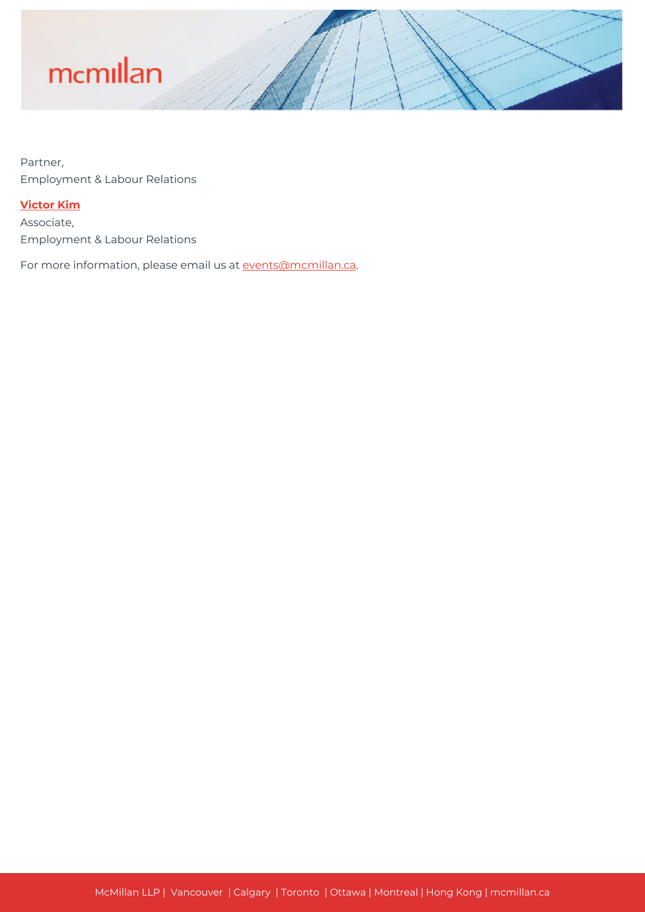Partner,
Employment & Labour Relations

**Victor Kim**

Associate,
Employment & Labour Relations

For more information, please email us at events@mcmillan.ca.